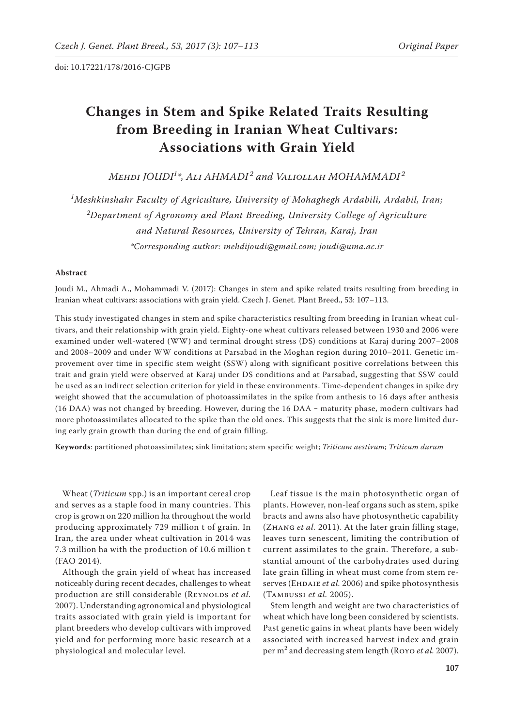doi: 10.17221/178/2016-CJGPB

# Changes in Stem and Spike Related Traits Resulting from Breeding in Iranian Wheat Cultivars: Associations with Grain Yield

*Mehdi JOUDI[1]\*, Ali AHMADI[2] and Valiollah MOHAMMADI[2]*

*[1]Meshkinshahr Faculty of Agriculture, University of Mohaghegh Ardabili, Ardabil, Iran; [2]Department of Agronomy and Plant Breeding, University College of Agriculture and Natural Resources, University of Tehran, Karaj, Iran*

*\*Corresponding author: mehdijoudi@gmail.com; joudi@uma.ac.ir*

### Abstract

Joudi M., Ahmadi A., Mohammadi V. (2017): Changes in stem and spike related traits resulting from breeding in Iranian wheat cultivars: associations with grain yield. Czech J. Genet. Plant Breed., 53: 107–113.

This study investigated changes in stem and spike characteristics resulting from breeding in Iranian wheat cultivars, and their relationship with grain yield. Eighty-one wheat cultivars released between 1930 and 2006 were examined under well-watered (WW) and terminal drought stress (DS) conditions at Karaj during 2007–2008 and 2008–2009 and under WW conditions at Parsabad in the Moghan region during 2010–2011. Genetic improvement over time in specific stem weight (SSW) along with significant positive correlations between this trait and grain yield were observed at Karaj under DS conditions and at Parsabad, suggesting that SSW could be used as an indirect selection criterion for yield in these environments. Time-dependent changes in spike dry weight showed that the accumulation of photoassimilates in the spike from anthesis to 16 days after anthesis (16 DAA) was not changed by breeding. However, during the 16 DAA – maturity phase, modern cultivars had more photoassimilates allocated to the spike than the old ones. This suggests that the sink is more limited during early grain growth than during the end of grain filling.

**Keywords**: partitioned photoassimilates; sink limitation; stem specific weight; *Triticum aestivum*; *Triticum durum*

Wheat (*Triticum* spp.) is an important cereal crop and serves as a staple food in many countries. This crop is grown on 220 million ha throughout the world producing approximately 729 million t of grain. In Iran, the area under wheat cultivation in 2014 was 7.3 million ha with the production of 10.6 million t (FAO 2014).

Although the grain yield of wheat has increased noticeably during recent decades, challenges to wheat production are still considerable (Reynolds *et al.* 2007). Understanding agronomical and physiological traits associated with grain yield is important for plant breeders who develop cultivars with improved yield and for performing more basic research at a physiological and molecular level.

Leaf tissue is the main photosynthetic organ of plants. However, non-leaf organs such as stem, spike bracts and awns also have photosynthetic capability (Zhang *et al.* 2011). At the later grain filling stage, leaves turn senescent, limiting the contribution of current assimilates to the grain. Therefore, a substantial amount of the carbohydrates used during late grain filling in wheat must come from stem reserves (Ehdaie *et al.* 2006) and spike photosynthesis (Tambussi *et al.* 2005).

Stem length and weight are two characteristics of wheat which have long been considered by scientists. Past genetic gains in wheat plants have been widely associated with increased harvest index and grain per m$^2$ and decreasing stem length (Royo *et al.* 2007).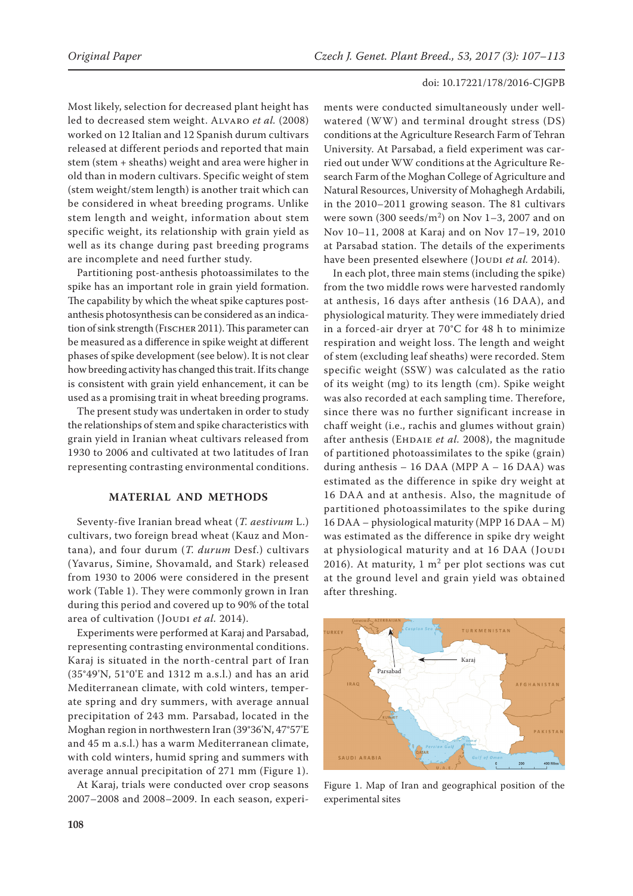Most likely, selection for decreased plant height has led to decreased stem weight. Alvaro *et al.* (2008) worked on 12 Italian and 12 Spanish durum cultivars released at different periods and reported that main stem (stem + sheaths) weight and area were higher in old than in modern cultivars. Specific weight of stem (stem weight/stem length) is another trait which can be considered in wheat breeding programs. Unlike stem length and weight, information about stem specific weight, its relationship with grain yield as well as its change during past breeding programs are incomplete and need further study.

Partitioning post-anthesis photoassimilates to the spike has an important role in grain yield formation. The capability by which the wheat spike captures post-anthesis photosynthesis can be considered as an indication of sink strength (Fischer 2011). This parameter can be measured as a difference in spike weight at different phases of spike development (see below). It is not clear how breeding activity has changed this trait. If its change is consistent with grain yield enhancement, it can be used as a promising trait in wheat breeding programs.

The present study was undertaken in order to study the relationships of stem and spike characteristics with grain yield in Iranian wheat cultivars released from 1930 to 2006 and cultivated at two latitudes of Iran representing contrasting environmental conditions.

## MATERIAL AND METHODS

Seventy-five Iranian bread wheat (*T. aestivum* L.) cultivars, two foreign bread wheat (Kauz and Montana), and four durum (*T. durum* Desf.) cultivars (Yavarus, Simine, Shovamald, and Stark) released from 1930 to 2006 were considered in the present work (Table 1). They were commonly grown in Iran during this period and covered up to 90% of the total area of cultivation (Joudi *et al.* 2014).

Experiments were performed at Karaj and Parsabad, representing contrasting environmental conditions. Karaj is situated in the north-central part of Iran (35°49'N, 51°0'E and 1312 m a.s.l.) and has an arid Mediterranean climate, with cold winters, temperate spring and dry summers, with average annual precipitation of 243 mm. Parsabad, located in the Moghan region in northwestern Iran (39°36'N, 47°57'E and 45 m a.s.l.) has a warm Mediterranean climate, with cold winters, humid spring and summers with average annual precipitation of 271 mm (Figure 1).

At Karaj, trials were conducted over crop seasons 2007–2008 and 2008–2009. In each season, experiments were conducted simultaneously under well-watered (WW) and terminal drought stress (DS) conditions at the Agriculture Research Farm of Tehran University. At Parsabad, a field experiment was carried out under WW conditions at the Agriculture Research Farm of the Moghan College of Agriculture and Natural Resources, University of Mohaghegh Ardabili, in the 2010–2011 growing season. The 81 cultivars were sown (300 seeds/m$^2$) on Nov 1–3, 2007 and on Nov 10–11, 2008 at Karaj and on Nov 17–19, 2010 at Parsabad station. The details of the experiments have been presented elsewhere (Joudi *et al.* 2014).

In each plot, three main stems (including the spike) from the two middle rows were harvested randomly at anthesis, 16 days after anthesis (16 DAA), and physiological maturity. They were immediately dried in a forced-air dryer at 70°C for 48 h to minimize respiration and weight loss. The length and weight of stem (excluding leaf sheaths) were recorded. Stem specific weight (SSW) was calculated as the ratio of its weight (mg) to its length (cm). Spike weight was also recorded at each sampling time. Therefore, since there was no further significant increase in chaff weight (i.e., rachis and glumes without grain) after anthesis (Ehdaie *et al.* 2008), the magnitude of partitioned photoassimilates to the spike (grain) during anthesis – 16 DAA (MPP A – 16 DAA) was estimated as the difference in spike dry weight at 16 DAA and at anthesis. Also, the magnitude of partitioned photoassimilates to the spike during 16 DAA – physiological maturity (MPP 16 DAA – M) was estimated as the difference in spike dry weight at physiological maturity and at 16 DAA (Joudi 2016). At maturity, 1 m$^2$ per plot sections was cut at the ground level and grain yield was obtained after threshing.

Figure 1. Map of Iran and geographical position of the experimental sites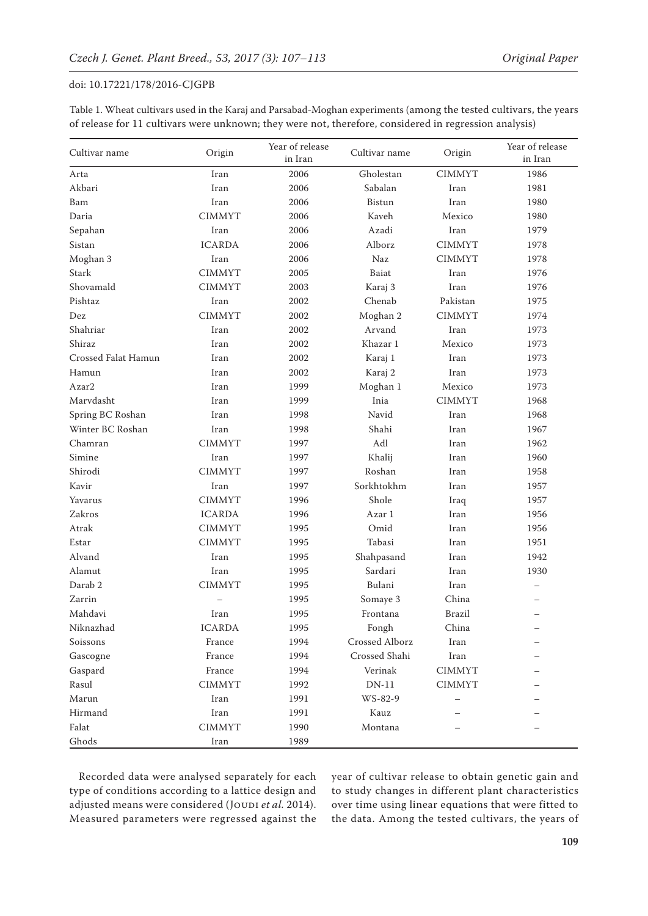doi: 10.17221/178/2016-CJGPB

Table 1. Wheat cultivars used in the Karaj and Parsabad-Moghan experiments (among the tested cultivars, the years of release for 11 cultivars were unknown; they were not, therefore, considered in regression analysis)

| Cultivar name | Origin | Year of release in Iran | Cultivar name | Origin | Year of release in Iran |
|---|---|---|---|---|---|
| Arta | Iran | 2006 | Gholestan | CIMMYT | 1986 |
| Akbari | Iran | 2006 | Sabalan | Iran | 1981 |
| Bam | Iran | 2006 | Bistun | Iran | 1980 |
| Daria | CIMMYT | 2006 | Kaveh | Mexico | 1980 |
| Sepahan | Iran | 2006 | Azadi | Iran | 1979 |
| Sistan | ICARDA | 2006 | Alborz | CIMMYT | 1978 |
| Moghan 3 | Iran | 2006 | Naz | CIMMYT | 1978 |
| Stark | CIMMYT | 2005 | Baiat | Iran | 1976 |
| Shovamald | CIMMYT | 2003 | Karaj 3 | Iran | 1976 |
| Pishtaz | Iran | 2002 | Chenab | Pakistan | 1975 |
| Dez | CIMMYT | 2002 | Moghan 2 | CIMMYT | 1974 |
| Shahriar | Iran | 2002 | Arvand | Iran | 1973 |
| Shiraz | Iran | 2002 | Khazar 1 | Mexico | 1973 |
| Crossed Falat Hamun | Iran | 2002 | Karaj 1 | Iran | 1973 |
| Hamun | Iran | 2002 | Karaj 2 | Iran | 1973 |
| Azar2 | Iran | 1999 | Moghan 1 | Mexico | 1973 |
| Marvdasht | Iran | 1999 | Inia | CIMMYT | 1968 |
| Spring BC Roshan | Iran | 1998 | Navid | Iran | 1968 |
| Winter BC Roshan | Iran | 1998 | Shahi | Iran | 1967 |
| Chamran | CIMMYT | 1997 | Adl | Iran | 1962 |
| Simine | Iran | 1997 | Khalij | Iran | 1960 |
| Shirodi | CIMMYT | 1997 | Roshan | Iran | 1958 |
| Kavir | Iran | 1997 | Sorkhtokhm | Iran | 1957 |
| Yavarus | CIMMYT | 1996 | Shole | Iraq | 1957 |
| Zakros | ICARDA | 1996 | Azar 1 | Iran | 1956 |
| Atrak | CIMMYT | 1995 | Omid | Iran | 1956 |
| Estar | CIMMYT | 1995 | Tabasi | Iran | 1951 |
| Alvand | Iran | 1995 | Shahpasand | Iran | 1942 |
| Alamut | Iran | 1995 | Sardari | Iran | 1930 |
| Darab 2 | CIMMYT | 1995 | Bulani | Iran | – |
| Zarrin | – | 1995 | Somaye 3 | China | – |
| Mahdavi | Iran | 1995 | Frontana | Brazil | – |
| Niknazhad | ICARDA | 1995 | Fongh | China | – |
| Soissons | France | 1994 | Crossed Alborz | Iran | – |
| Gascogne | France | 1994 | Crossed Shahi | Iran | – |
| Gaspard | France | 1994 | Verinak | CIMMYT | – |
| Rasul | CIMMYT | 1992 | DN-11 | CIMMYT | – |
| Marun | Iran | 1991 | WS-82-9 | – | – |
| Hirmand | Iran | 1991 | Kauz | – | – |
| Falat | CIMMYT | 1990 | Montana | – | – |
| Ghods | Iran | 1989 | | | |

Recorded data were analysed separately for each type of conditions according to a lattice design and adjusted means were considered (Joudi *et al.* 2014). Measured parameters were regressed against the year of cultivar release to obtain genetic gain and to study changes in different plant characteristics over time using linear equations that were fitted to the data. Among the tested cultivars, the years of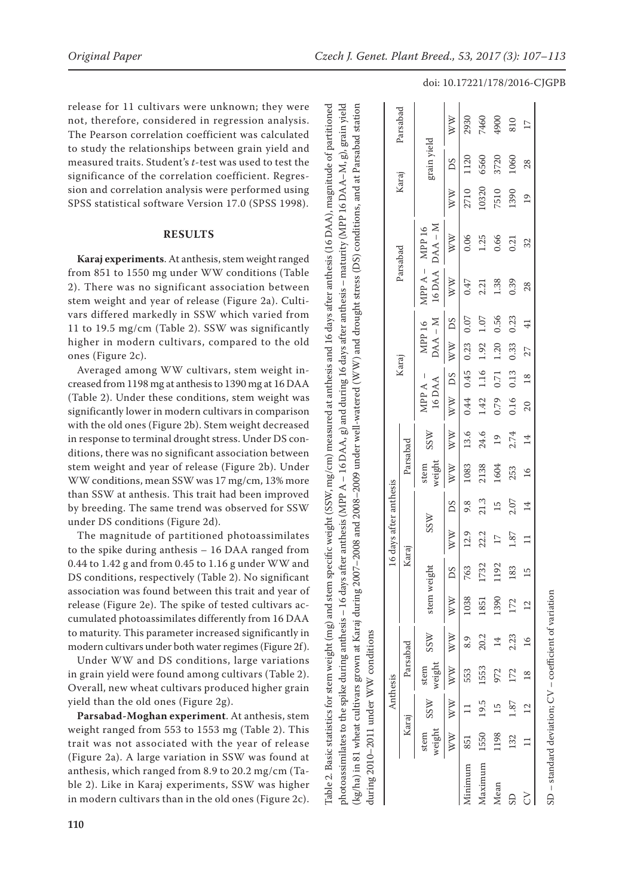release for 11 cultivars were unknown; they were not, therefore, considered in regression analysis. The Pearson correlation coefficient was calculated to study the relationships between grain yield and measured traits. Student's *t*-test was used to test the significance of the correlation coefficient. Regression and correlation analysis were performed using SPSS statistical software Version 17.0 (SPSS 1998).

## RESULTS

**Karaj experiments**. At anthesis, stem weight ranged from 851 to 1550 mg under WW conditions (Table 2). There was no significant association between stem weight and year of release (Figure 2a). Cultivars differed markedly in SSW which varied from 11 to 19.5 mg/cm (Table 2). SSW was significantly higher in modern cultivars, compared to the old ones (Figure 2c).

Averaged among WW cultivars, stem weight increased from 1198 mg at anthesis to 1390 mg at 16 DAA (Table 2). Under these conditions, stem weight was significantly lower in modern cultivars in comparison with the old ones (Figure 2b). Stem weight decreased in response to terminal drought stress. Under DS conditions, there was no significant association between stem weight and year of release (Figure 2b). Under WW conditions, mean SSW was 17 mg/cm, 13% more than SSW at anthesis. This trait had been improved by breeding. The same trend was observed for SSW under DS conditions (Figure 2d).

The magnitude of partitioned photoassimilates to the spike during anthesis – 16 DAA ranged from 0.44 to 1.42 g and from 0.45 to 1.16 g under WW and DS conditions, respectively (Table 2). No significant association was found between this trait and year of release (Figure 2e). The spike of tested cultivars accumulated photoassimilates differently from 16 DAA to maturity. This parameter increased significantly in modern cultivars under both water regimes (Figure 2f).

Under WW and DS conditions, large variations in grain yield were found among cultivars (Table 2). Overall, new wheat cultivars produced higher grain yield than the old ones (Figure 2g).

**Parsabad-Moghan experiment**. At anthesis, stem weight ranged from 553 to 1553 mg (Table 2). This trait was not associated with the year of release (Figure 2a). A large variation in SSW was found at anthesis, which ranged from 8.9 to 20.2 mg/cm (Table 2). Like in Karaj experiments, SSW was higher in modern cultivars than in the old ones (Figure 2c).

Table 2. Basic statistics for stem weight (mg) and stem specific weight (SSW, mg/cm) measured at anthesis and 16 days after anthesis (16 DAA), magnitude of partitioned photoassimilates to the spike during anthesis – 16 days after anthesis (MPP A – 16 DAA, g) and during 16 days after anthesis – maturity (MPP 16 DAA–M, g), grain yield (kg/ha) in 81 wheat cultivars grown at Karaj during 2007–2008 and 2008–2009 under well-watered (WW) and drought stress (DS) conditions, and at Parsabad station during 2010–2011 under WW conditions

| | Anthesis | | | | 16 days after anthesis | | | | | | Karaj | | | | Parsabad | | Karaj | | Parsabad |
|---|---|---|---|---|---|---|---|---|---|---|---|---|---|---|---|---|---|---|---|
| | Karaj | | Parsabad | | Karaj | | | | Parsabad | | | | | | | | | | |
| | stem weight | SSW | stem weight | SSW | stem weight | | SSW | | stem weight | SSW | MPP A – 16 DAA | | MPP 16 DAA – M | | MPP A – 16 DAA | MPP 16 DAA – M | grain yield | | |
| | WW | WW | WW | WW | WW | DS | WW | DS | WW | WW | WW | DS | WW | DS | WW | WW | WW | DS | WW |
| Minimum | 851 | 11 | 553 | 8.9 | 1038 | 763 | 12.9 | 9.8 | 1083 | 13.6 | 0.44 | 0.45 | 0.23 | 0.07 | 0.47 | 0.06 | 2710 | 1120 | 2930 |
| Maximum | 1550 | 19.5 | 1553 | 20.2 | 1851 | 1732 | 22.2 | 21.3 | 2138 | 24.6 | 1.42 | 1.16 | 1.92 | 1.07 | 2.21 | 1.25 | 10320 | 6560 | 7460 |
| Mean | 1198 | 15 | 972 | 14 | 1390 | 1192 | 17 | 15 | 1604 | 19 | 0.79 | 0.71 | 1.20 | 0.56 | 1.38 | 0.66 | 7510 | 3720 | 4900 |
| SD | 132 | 1.87 | 172 | 2.23 | 172 | 183 | 1.87 | 2.07 | 253 | 2.74 | 0.16 | 0.13 | 0.33 | 0.23 | 0.39 | 0.21 | 1390 | 1060 | 810 |
| CV | 11 | 12 | 18 | 16 | 12 | 15 | 11 | 14 | 16 | 14 | 20 | 18 | 27 | 41 | 28 | 32 | 19 | 28 | 17 |

SD – standard deviation; CV – coefficient of variation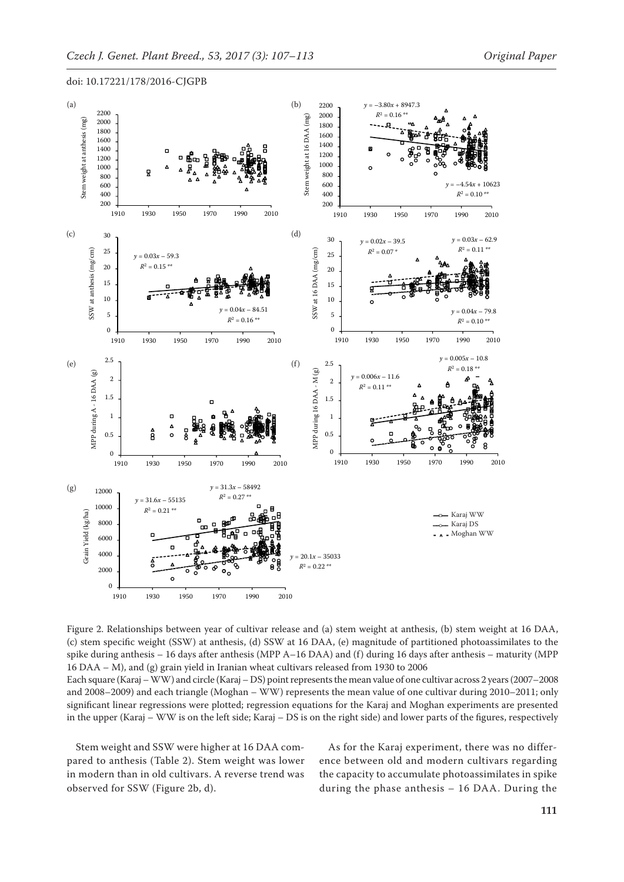Figure 2. Relationships between year of cultivar release and (a) stem weight at anthesis, (b) stem weight at 16 DAA, (c) stem specific weight (SSW) at anthesis, (d) SSW at 16 DAA, (e) magnitude of partitioned photoassimilates to the spike during anthesis – 16 days after anthesis (MPP A–16 DAA) and (f) during 16 days after anthesis – maturity (MPP 16 DAA – M), and (g) grain yield in Iranian wheat cultivars released from 1930 to 2006

Each square (Karaj – WW) and circle (Karaj – DS) point represents the mean value of one cultivar across 2 years (2007–2008 and 2008–2009) and each triangle (Moghan – WW) represents the mean value of one cultivar during 2010–2011; only significant linear regressions were plotted; regression equations for the Karaj and Moghan experiments are presented in the upper (Karaj – WW is on the left side; Karaj – DS is on the right side) and lower parts of the figures, respectively

Stem weight and SSW were higher at 16 DAA compared to anthesis (Table 2). Stem weight was lower in modern than in old cultivars. A reverse trend was observed for SSW (Figure 2b, d).

As for the Karaj experiment, there was no difference between old and modern cultivars regarding the capacity to accumulate photoassimilates in spike during the phase anthesis – 16 DAA. During the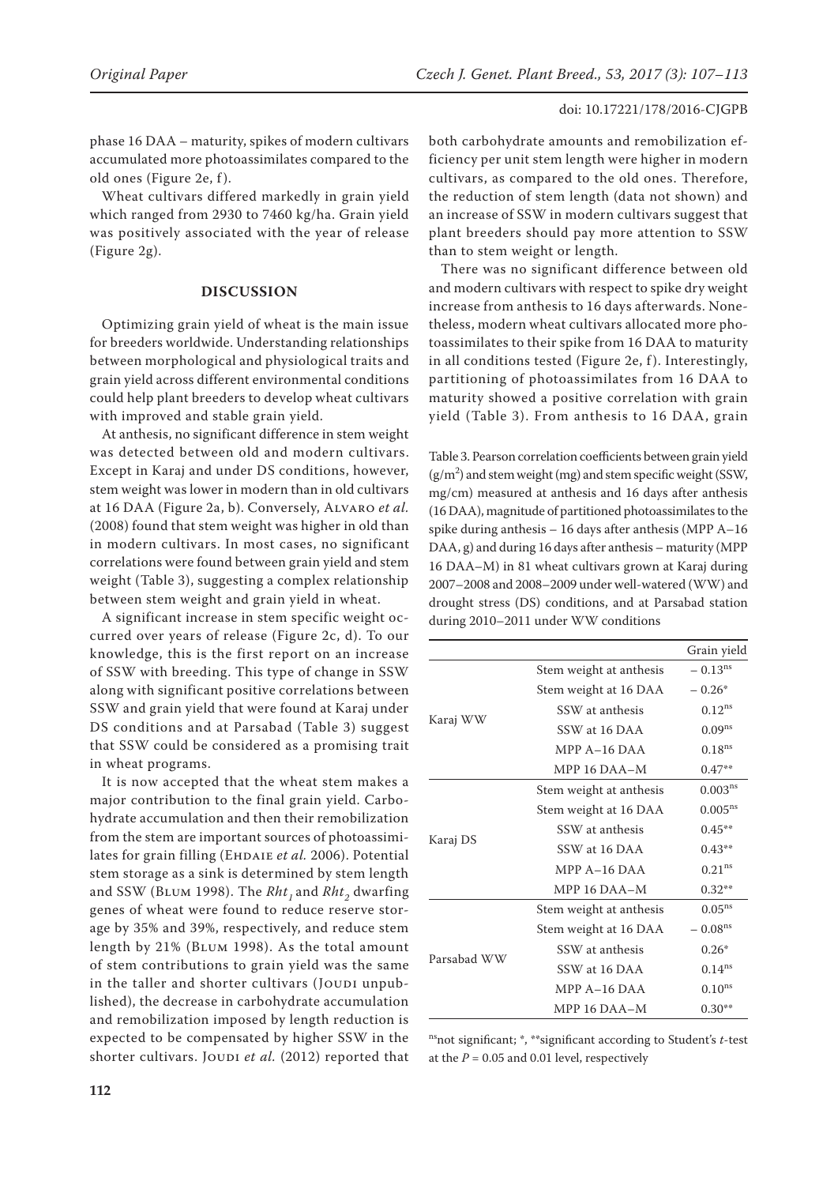phase 16 DAA – maturity, spikes of modern cultivars accumulated more photoassimilates compared to the old ones (Figure 2e, f).

Wheat cultivars differed markedly in grain yield which ranged from 2930 to 7460 kg/ha. Grain yield was positively associated with the year of release (Figure 2g).

## DISCUSSION

Optimizing grain yield of wheat is the main issue for breeders worldwide. Understanding relationships between morphological and physiological traits and grain yield across different environmental conditions could help plant breeders to develop wheat cultivars with improved and stable grain yield.

At anthesis, no significant difference in stem weight was detected between old and modern cultivars. Except in Karaj and under DS conditions, however, stem weight was lower in modern than in old cultivars at 16 DAA (Figure 2a, b). Conversely, Alvaro *et al.* (2008) found that stem weight was higher in old than in modern cultivars. In most cases, no significant correlations were found between grain yield and stem weight (Table 3), suggesting a complex relationship between stem weight and grain yield in wheat.

A significant increase in stem specific weight occurred over years of release (Figure 2c, d). To our knowledge, this is the first report on an increase of SSW with breeding. This type of change in SSW along with significant positive correlations between SSW and grain yield that were found at Karaj under DS conditions and at Parsabad (Table 3) suggest that SSW could be considered as a promising trait in wheat programs.

It is now accepted that the wheat stem makes a major contribution to the final grain yield. Carbohydrate accumulation and then their remobilization from the stem are important sources of photoassimilates for grain filling (Ehdaie *et al.* 2006). Potential stem storage as a sink is determined by stem length and SSW (Blum 1998). The $Rht_1$ and $Rht_2$ dwarfing genes of wheat were found to reduce reserve storage by 35% and 39%, respectively, and reduce stem length by 21% (Blum 1998). As the total amount of stem contributions to grain yield was the same in the taller and shorter cultivars (Joudi unpublished), the decrease in carbohydrate accumulation and remobilization imposed by length reduction is expected to be compensated by higher SSW in the shorter cultivars. Joudi *et al.* (2012) reported that both carbohydrate amounts and remobilization efficiency per unit stem length were higher in modern cultivars, as compared to the old ones. Therefore, the reduction of stem length (data not shown) and an increase of SSW in modern cultivars suggest that plant breeders should pay more attention to SSW than to stem weight or length.

There was no significant difference between old and modern cultivars with respect to spike dry weight increase from anthesis to 16 days afterwards. Nonetheless, modern wheat cultivars allocated more photoassimilates to their spike from 16 DAA to maturity in all conditions tested (Figure 2e, f). Interestingly, partitioning of photoassimilates from 16 DAA to maturity showed a positive correlation with grain yield (Table 3). From anthesis to 16 DAA, grain

Table 3. Pearson correlation coefficients between grain yield ($g/m^2$) and stem weight (mg) and stem specific weight (SSW, mg/cm) measured at anthesis and 16 days after anthesis (16 DAA), magnitude of partitioned photoassimilates to the spike during anthesis – 16 days after anthesis (MPP A–16 DAA, g) and during 16 days after anthesis – maturity (MPP 16 DAA–M) in 81 wheat cultivars grown at Karaj during 2007–2008 and 2008–2009 under well-watered (WW) and drought stress (DS) conditions, and at Parsabad station during 2010–2011 under WW conditions

| | | Grain yield |
|---|---|---|
| Karaj WW | Stem weight at anthesis | $-0.13^{ns}$ |
| | Stem weight at 16 DAA | $-0.26^{*}$ |
| | SSW at anthesis | $0.12^{ns}$ |
| | SSW at 16 DAA | $0.09^{ns}$ |
| | MPP A–16 DAA | $0.18^{ns}$ |
| | MPP 16 DAA–M | $0.47^{**}$ |
| Karaj DS | Stem weight at anthesis | $0.003^{ns}$ |
| | Stem weight at 16 DAA | $0.005^{ns}$ |
| | SSW at anthesis | $0.45^{**}$ |
| | SSW at 16 DAA | $0.43^{**}$ |
| | MPP A–16 DAA | $0.21^{ns}$ |
| | MPP 16 DAA–M | $0.32^{**}$ |
| Parsabad WW | Stem weight at anthesis | $0.05^{ns}$ |
| | Stem weight at 16 DAA | $-0.08^{ns}$ |
| | SSW at anthesis | $0.26^{*}$ |
| | SSW at 16 DAA | $0.14^{ns}$ |
| | MPP A–16 DAA | $0.10^{ns}$ |
| | MPP 16 DAA–M | $0.30^{**}$ |

$^{ns}$not significant; \*, \*\*significant according to Student's *t*-test at the $P = 0.05$ and 0.01 level, respectively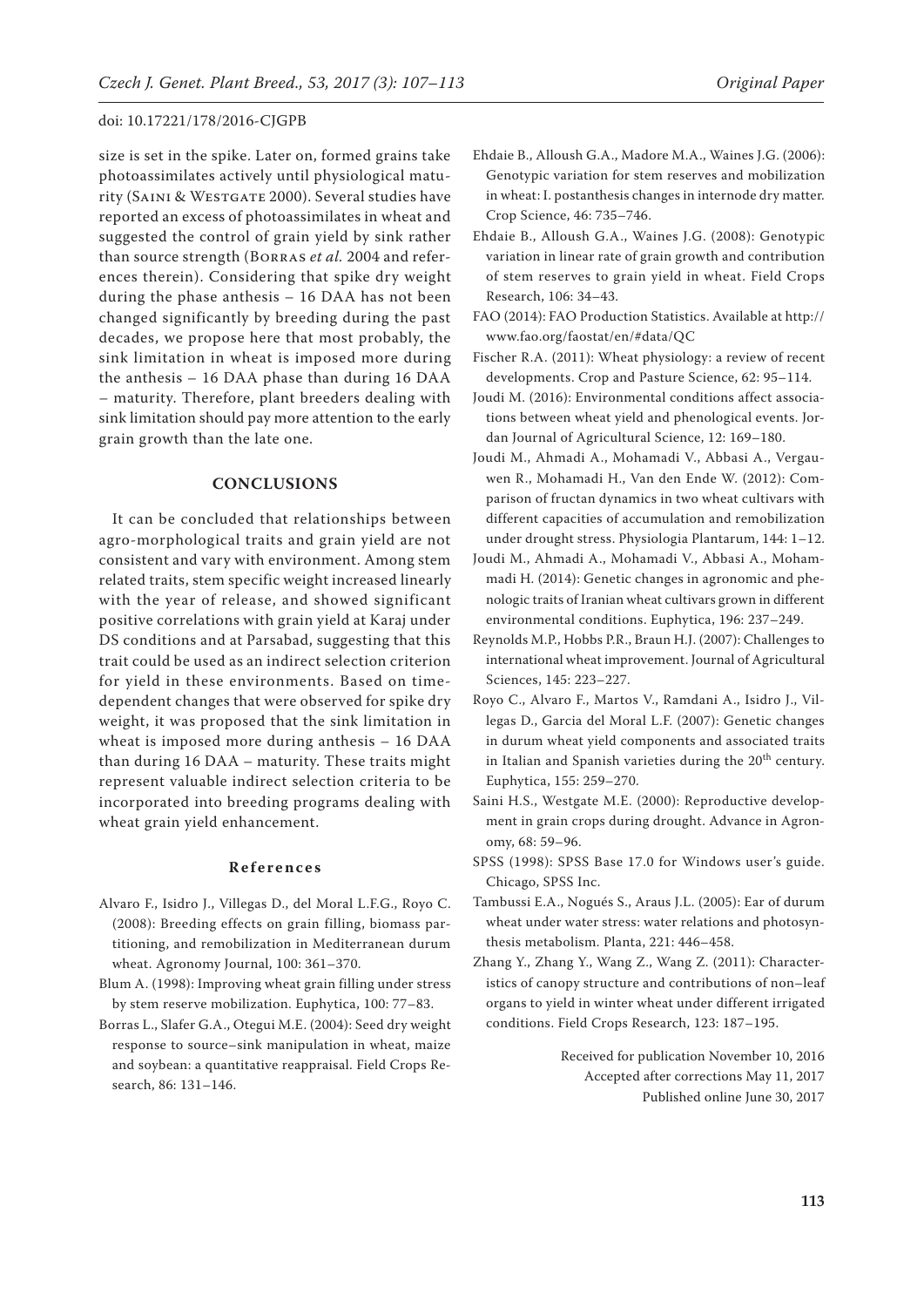size is set in the spike. Later on, formed grains take photoassimilates actively until physiological maturity (Saini & Westgate 2000). Several studies have reported an excess of photoassimilates in wheat and suggested the control of grain yield by sink rather than source strength (Borras *et al.* 2004 and references therein). Considering that spike dry weight during the phase anthesis – 16 DAA has not been changed significantly by breeding during the past decades, we propose here that most probably, the sink limitation in wheat is imposed more during the anthesis – 16 DAA phase than during 16 DAA – maturity. Therefore, plant breeders dealing with sink limitation should pay more attention to the early grain growth than the late one.

## CONCLUSIONS

It can be concluded that relationships between agro-morphological traits and grain yield are not consistent and vary with environment. Among stem related traits, stem specific weight increased linearly with the year of release, and showed significant positive correlations with grain yield at Karaj under DS conditions and at Parsabad, suggesting that this trait could be used as an indirect selection criterion for yield in these environments. Based on time-dependent changes that were observed for spike dry weight, it was proposed that the sink limitation in wheat is imposed more during anthesis – 16 DAA than during 16 DAA – maturity. These traits might represent valuable indirect selection criteria to be incorporated into breeding programs dealing with wheat grain yield enhancement.

## References

Alvaro F., Isidro J., Villegas D., del Moral L.F.G., Royo C. (2008): Breeding effects on grain filling, biomass partitioning, and remobilization in Mediterranean durum wheat. Agronomy Journal, 100: 361–370.

Blum A. (1998): Improving wheat grain filling under stress by stem reserve mobilization. Euphytica, 100: 77–83.

Borras L., Slafer G.A., Otegui M.E. (2004): Seed dry weight response to source–sink manipulation in wheat, maize and soybean: a quantitative reappraisal. Field Crops Research, 86: 131–146.

Ehdaie B., Alloush G.A., Madore M.A., Waines J.G. (2006): Genotypic variation for stem reserves and mobilization in wheat: I. postanthesis changes in internode dry matter. Crop Science, 46: 735–746.

Ehdaie B., Alloush G.A., Waines J.G. (2008): Genotypic variation in linear rate of grain growth and contribution of stem reserves to grain yield in wheat. Field Crops Research, 106: 34–43.

FAO (2014): FAO Production Statistics. Available at http://www.fao.org/faostat/en/#data/QC

Fischer R.A. (2011): Wheat physiology: a review of recent developments. Crop and Pasture Science, 62: 95–114.

Joudi M. (2016): Environmental conditions affect associations between wheat yield and phenological events. Jordan Journal of Agricultural Science, 12: 169–180.

Joudi M., Ahmadi A., Mohamadi V., Abbasi A., Vergauwen R., Mohamadi H., Van den Ende W. (2012): Comparison of fructan dynamics in two wheat cultivars with different capacities of accumulation and remobilization under drought stress. Physiologia Plantarum, 144: 1–12.

Joudi M., Ahmadi A., Mohamadi V., Abbasi A., Mohammadi H. (2014): Genetic changes in agronomic and phenologic traits of Iranian wheat cultivars grown in different environmental conditions. Euphytica, 196: 237–249.

Reynolds M.P., Hobbs P.R., Braun H.J. (2007): Challenges to international wheat improvement. Journal of Agricultural Sciences, 145: 223–227.

Royo C., Alvaro F., Martos V., Ramdani A., Isidro J., Villegas D., Garcia del Moral L.F. (2007): Genetic changes in durum wheat yield components and associated traits in Italian and Spanish varieties during the 20$^{th}$ century. Euphytica, 155: 259–270.

Saini H.S., Westgate M.E. (2000): Reproductive development in grain crops during drought. Advance in Agronomy, 68: 59–96.

SPSS (1998): SPSS Base 17.0 for Windows user's guide. Chicago, SPSS Inc.

Tambussi E.A., Nogués S., Araus J.L. (2005): Ear of durum wheat under water stress: water relations and photosynthesis metabolism. Planta, 221: 446–458.

Zhang Y., Zhang Y., Wang Z., Wang Z. (2011): Characteristics of canopy structure and contributions of non–leaf organs to yield in winter wheat under different irrigated conditions. Field Crops Research, 123: 187–195.

Received for publication November 10, 2016
Accepted after corrections May 11, 2017
Published online June 30, 2017